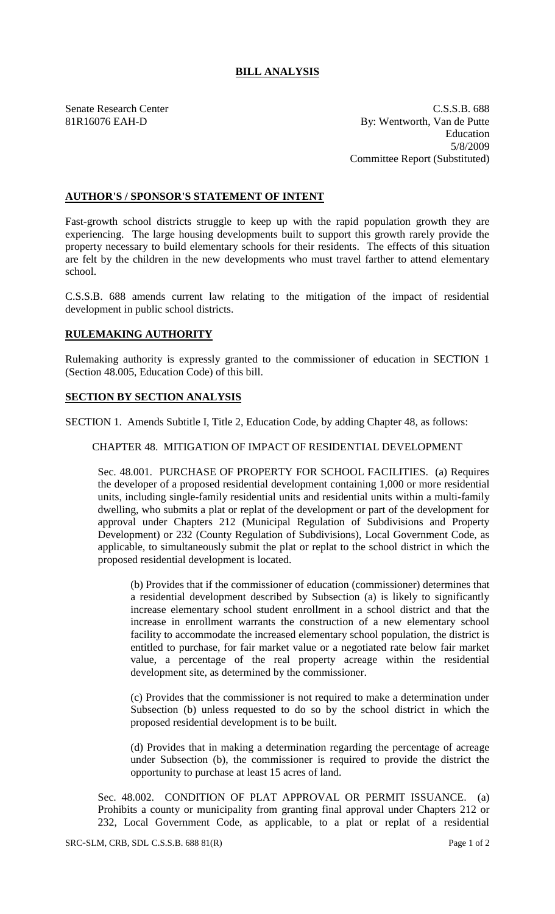# BILL ANALYSIS

Senate Research Center
81R16076 EAH-D

C.S.S.B. 688
By: Wentworth, Van de Putte
Education
5/8/2009
Committee Report (Substituted)

## AUTHOR'S / SPONSOR'S STATEMENT OF INTENT

Fast-growth school districts struggle to keep up with the rapid population growth they are experiencing. The large housing developments built to support this growth rarely provide the property necessary to build elementary schools for their residents. The effects of this situation are felt by the children in the new developments who must travel farther to attend elementary school.

C.S.S.B. 688 amends current law relating to the mitigation of the impact of residential development in public school districts.

## RULEMAKING AUTHORITY

Rulemaking authority is expressly granted to the commissioner of education in SECTION 1 (Section 48.005, Education Code) of this bill.

## SECTION BY SECTION ANALYSIS

SECTION 1. Amends Subtitle I, Title 2, Education Code, by adding Chapter 48, as follows:

CHAPTER 48. MITIGATION OF IMPACT OF RESIDENTIAL DEVELOPMENT

Sec. 48.001. PURCHASE OF PROPERTY FOR SCHOOL FACILITIES. (a) Requires the developer of a proposed residential development containing 1,000 or more residential units, including single-family residential units and residential units within a multi-family dwelling, who submits a plat or replat of the development or part of the development for approval under Chapters 212 (Municipal Regulation of Subdivisions and Property Development) or 232 (County Regulation of Subdivisions), Local Government Code, as applicable, to simultaneously submit the plat or replat to the school district in which the proposed residential development is located.

(b) Provides that if the commissioner of education (commissioner) determines that a residential development described by Subsection (a) is likely to significantly increase elementary school student enrollment in a school district and that the increase in enrollment warrants the construction of a new elementary school facility to accommodate the increased elementary school population, the district is entitled to purchase, for fair market value or a negotiated rate below fair market value, a percentage of the real property acreage within the residential development site, as determined by the commissioner.

(c) Provides that the commissioner is not required to make a determination under Subsection (b) unless requested to do so by the school district in which the proposed residential development is to be built.

(d) Provides that in making a determination regarding the percentage of acreage under Subsection (b), the commissioner is required to provide the district the opportunity to purchase at least 15 acres of land.

Sec. 48.002. CONDITION OF PLAT APPROVAL OR PERMIT ISSUANCE. (a) Prohibits a county or municipality from granting final approval under Chapters 212 or 232, Local Government Code, as applicable, to a plat or replat of a residential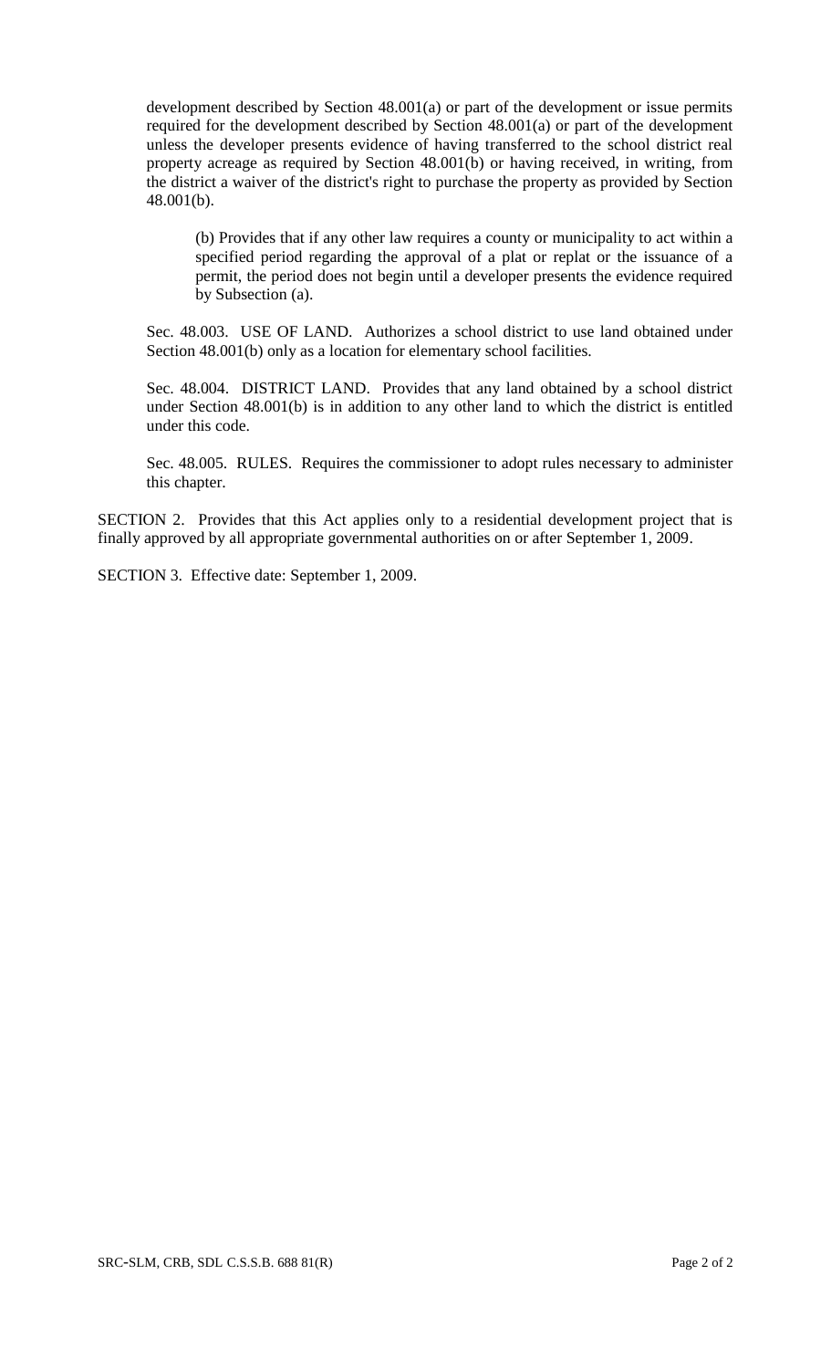development described by Section 48.001(a) or part of the development or issue permits required for the development described by Section 48.001(a) or part of the development unless the developer presents evidence of having transferred to the school district real property acreage as required by Section 48.001(b) or having received, in writing, from the district a waiver of the district's right to purchase the property as provided by Section 48.001(b).

(b) Provides that if any other law requires a county or municipality to act within a specified period regarding the approval of a plat or replat or the issuance of a permit, the period does not begin until a developer presents the evidence required by Subsection (a).

Sec. 48.003. USE OF LAND. Authorizes a school district to use land obtained under Section 48.001(b) only as a location for elementary school facilities.

Sec. 48.004. DISTRICT LAND. Provides that any land obtained by a school district under Section 48.001(b) is in addition to any other land to which the district is entitled under this code.

Sec. 48.005. RULES. Requires the commissioner to adopt rules necessary to administer this chapter.

SECTION 2. Provides that this Act applies only to a residential development project that is finally approved by all appropriate governmental authorities on or after September 1, 2009.

SECTION 3. Effective date: September 1, 2009.